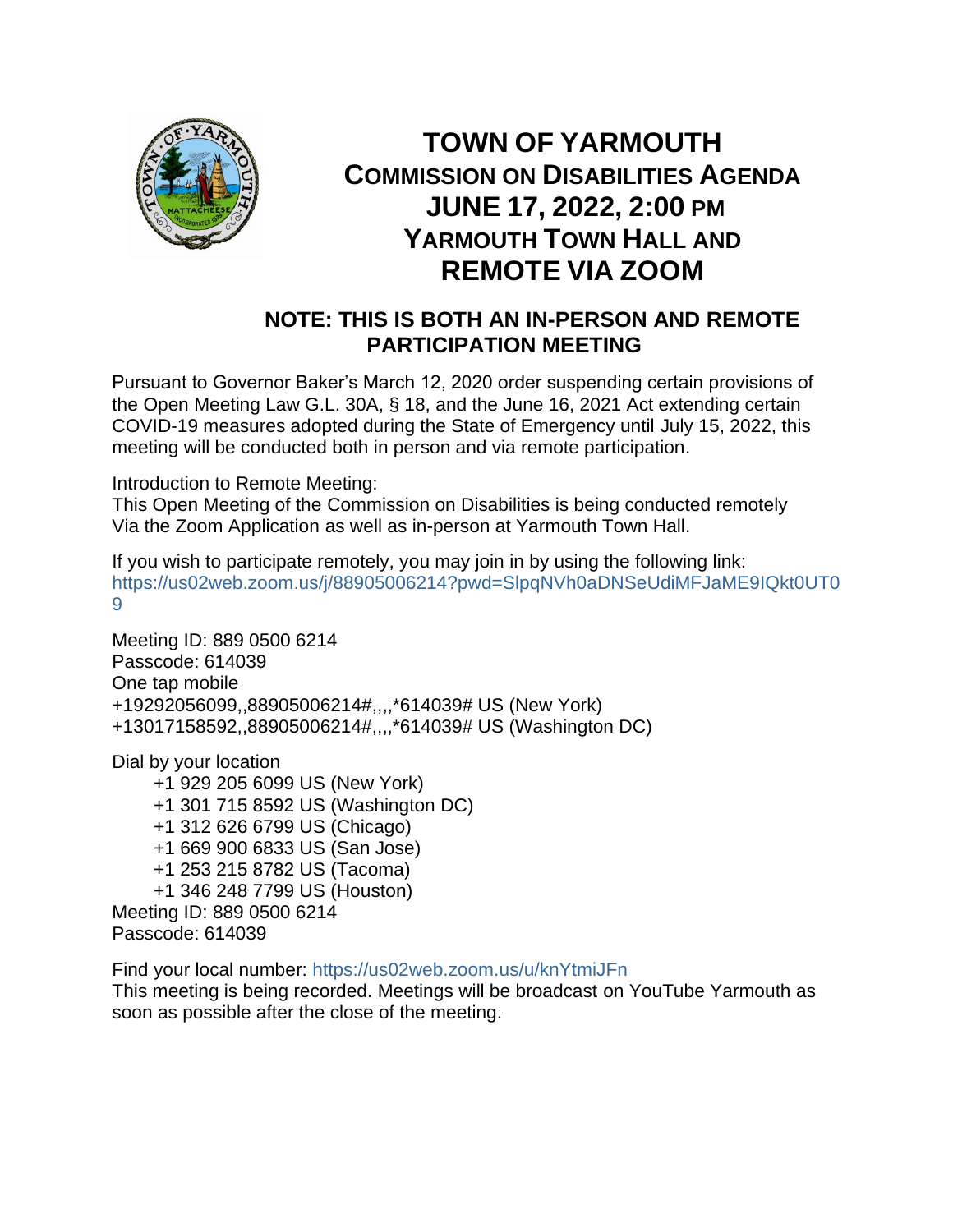# TOWN OF YARMOUTH
## COMMISSION ON DISABILITIES AGENDA
## JUNE 17, 2022, 2:00 PM
## YARMOUTH TOWN HALL AND
## REMOTE VIA ZOOM

### NOTE: THIS IS BOTH AN IN-PERSON AND REMOTE PARTICIPATION MEETING

Pursuant to Governor Baker's March 12, 2020 order suspending certain provisions of the Open Meeting Law G.L. 30A, § 18, and the June 16, 2021 Act extending certain COVID-19 measures adopted during the State of Emergency until July 15, 2022, this meeting will be conducted both in person and via remote participation.

Introduction to Remote Meeting:
This Open Meeting of the Commission on Disabilities is being conducted remotely Via the Zoom Application as well as in-person at Yarmouth Town Hall.

If you wish to participate remotely, you may join in by using the following link:
https://us02web.zoom.us/j/88905006214?pwd=SlpqNVh0aDNSeUdiMFJaME9IQkt0UT09

Meeting ID: 889 0500 6214
Passcode: 614039
One tap mobile
+19292056099,,88905006214#,,,,*614039# US (New York)
+13017158592,,88905006214#,,,,*614039# US (Washington DC)

Dial by your location
- +1 929 205 6099 US (New York)
- +1 301 715 8592 US (Washington DC)
- +1 312 626 6799 US (Chicago)
- +1 669 900 6833 US (San Jose)
- +1 253 215 8782 US (Tacoma)
- +1 346 248 7799 US (Houston)

Meeting ID: 889 0500 6214
Passcode: 614039

Find your local number: https://us02web.zoom.us/u/knYtmiJFn
This meeting is being recorded. Meetings will be broadcast on YouTube Yarmouth as soon as possible after the close of the meeting.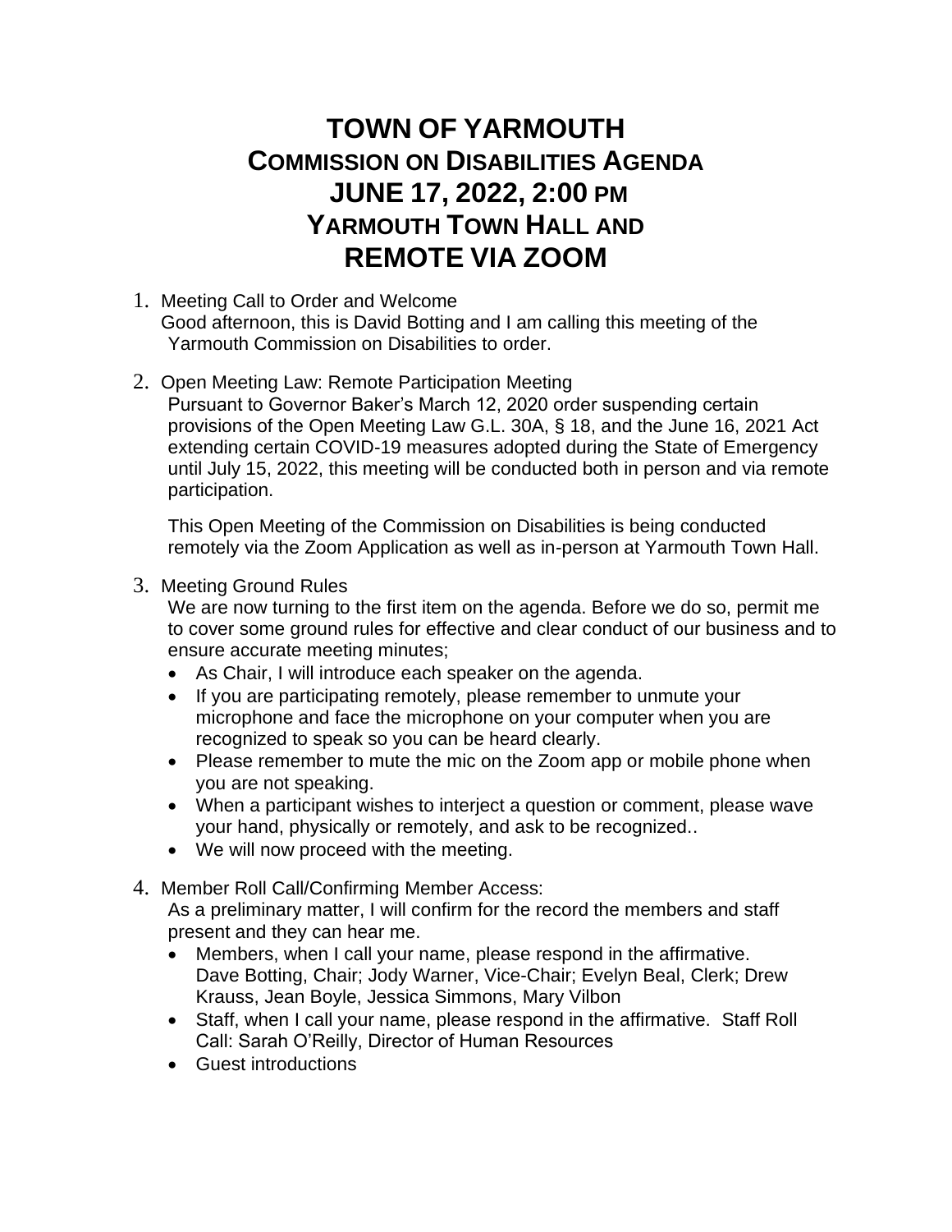# TOWN OF YARMOUTH
## COMMISSION ON DISABILITIES AGENDA
## JUNE 17, 2022, 2:00 PM
## YARMOUTH TOWN HALL AND
## REMOTE VIA ZOOM

1. Meeting Call to Order and Welcome
   Good afternoon, this is David Botting and I am calling this meeting of the Yarmouth Commission on Disabilities to order.

2. Open Meeting Law: Remote Participation Meeting
   Pursuant to Governor Baker's March 12, 2020 order suspending certain provisions of the Open Meeting Law G.L. 30A, § 18, and the June 16, 2021 Act extending certain COVID-19 measures adopted during the State of Emergency until July 15, 2022, this meeting will be conducted both in person and via remote participation.

   This Open Meeting of the Commission on Disabilities is being conducted remotely via the Zoom Application as well as in-person at Yarmouth Town Hall.

3. Meeting Ground Rules
   We are now turning to the first item on the agenda. Before we do so, permit me to cover some ground rules for effective and clear conduct of our business and to ensure accurate meeting minutes;
   - As Chair, I will introduce each speaker on the agenda.
   - If you are participating remotely, please remember to unmute your microphone and face the microphone on your computer when you are recognized to speak so you can be heard clearly.
   - Please remember to mute the mic on the Zoom app or mobile phone when you are not speaking.
   - When a participant wishes to interject a question or comment, please wave your hand, physically or remotely, and ask to be recognized..
   - We will now proceed with the meeting.

4. Member Roll Call/Confirming Member Access:
   As a preliminary matter, I will confirm for the record the members and staff present and they can hear me.
   - Members, when I call your name, please respond in the affirmative. Dave Botting, Chair; Jody Warner, Vice-Chair; Evelyn Beal, Clerk; Drew Krauss, Jean Boyle, Jessica Simmons, Mary Vilbon
   - Staff, when I call your name, please respond in the affirmative. Staff Roll Call: Sarah O'Reilly, Director of Human Resources
   - Guest introductions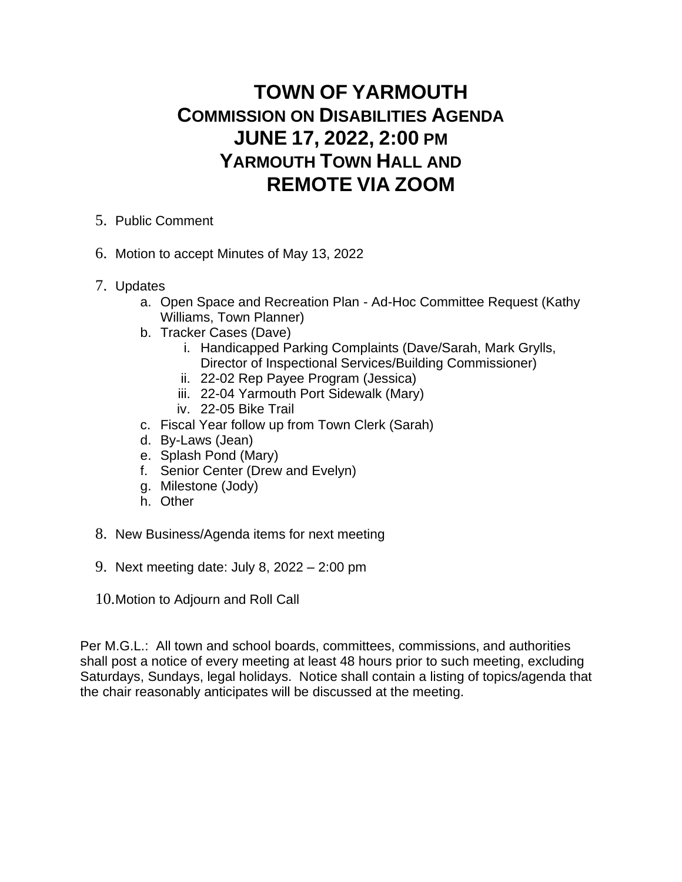# TOWN OF YARMOUTH
## COMMISSION ON DISABILITIES AGENDA
## JUNE 17, 2022, 2:00 PM
## YARMOUTH TOWN HALL AND
## REMOTE VIA ZOOM

5. Public Comment

6. Motion to accept Minutes of May 13, 2022

7. Updates
   a. Open Space and Recreation Plan - Ad-Hoc Committee Request (Kathy Williams, Town Planner)
   b. Tracker Cases (Dave)
      i. Handicapped Parking Complaints (Dave/Sarah, Mark Grylls, Director of Inspectional Services/Building Commissioner)
      ii. 22-02 Rep Payee Program (Jessica)
      iii. 22-04 Yarmouth Port Sidewalk (Mary)
      iv. 22-05 Bike Trail
   c. Fiscal Year follow up from Town Clerk (Sarah)
   d. By-Laws (Jean)
   e. Splash Pond (Mary)
   f. Senior Center (Drew and Evelyn)
   g. Milestone (Jody)
   h. Other

8. New Business/Agenda items for next meeting

9. Next meeting date: July 8, 2022 – 2:00 pm

10. Motion to Adjourn and Roll Call

Per M.G.L.: All town and school boards, committees, commissions, and authorities shall post a notice of every meeting at least 48 hours prior to such meeting, excluding Saturdays, Sundays, legal holidays. Notice shall contain a listing of topics/agenda that the chair reasonably anticipates will be discussed at the meeting.